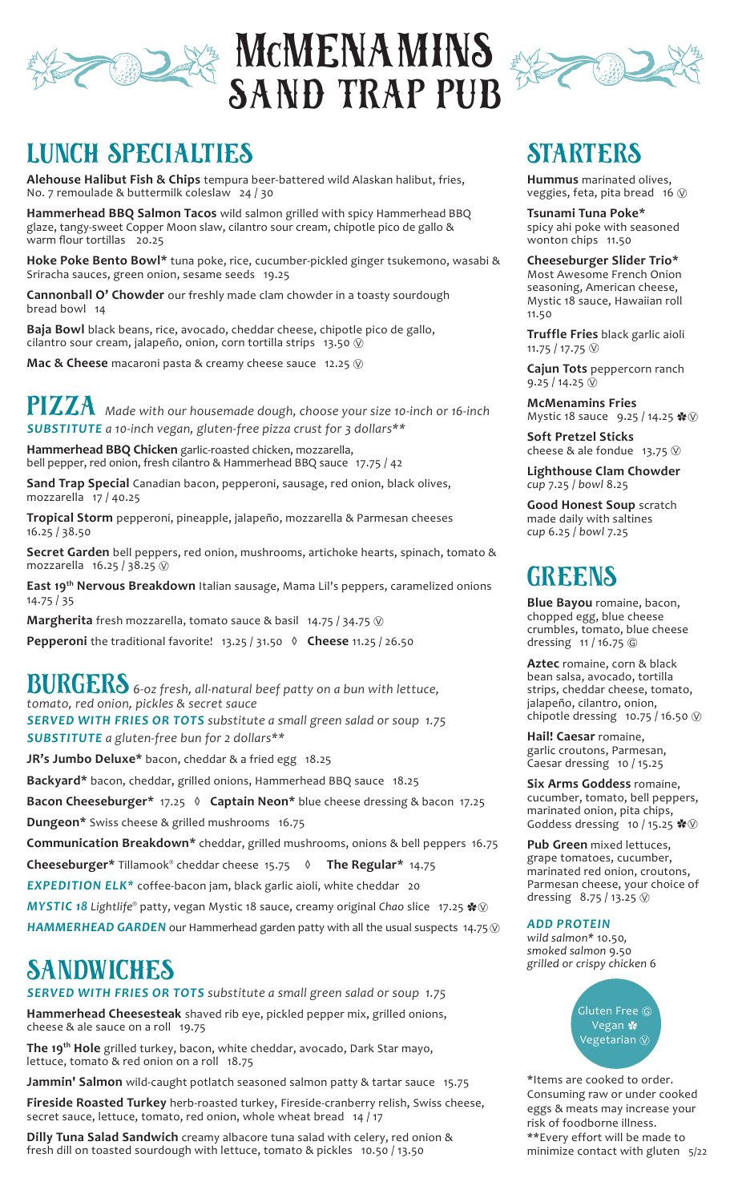# McMENAMINS SAND TRAP PUB

## LUNCH SPECIALTIES

**Alehouse Halibut Fish & Chips** tempura beer-battered wild Alaskan halibut, fries, No. 7 remoulade & buttermilk coleslaw 24 / 30

**Hammerhead BBQ Salmon Tacos** wild salmon grilled with spicy Hammerhead BBQ glaze, tangy-sweet Copper Moon slaw, cilantro sour cream, chipotle pico de gallo & warm flour tortillas 20.25

**Hoke Poke Bento Bowl*** tuna poke, rice, cucumber-pickled ginger tsukemono, wasabi & Sriracha sauces, green onion, sesame seeds 19.25

**Cannonball O' Chowder** our freshly made clam chowder in a toasty sourdough bread bowl 14

**Baja Bowl** black beans, rice, avocado, cheddar cheese, chipotle pico de gallo, cilantro sour cream, jalapeño, onion, corn tortilla strips 13.50 Ⓥ

**Mac & Cheese** macaroni pasta & creamy cheese sauce 12.25 Ⓥ

## PIZZA

*Made with our housemade dough, choose your size 10-inch or 16-inch*
***SUBSTITUTE** a 10-inch vegan, gluten-free pizza crust for 3 dollars***

**Hammerhead BBQ Chicken** garlic-roasted chicken, mozzarella, bell pepper, red onion, fresh cilantro & Hammerhead BBQ sauce 17.75 / 42

**Sand Trap Special** Canadian bacon, pepperoni, sausage, red onion, black olives, mozzarella 17 / 40.25

**Tropical Storm** pepperoni, pineapple, jalapeño, mozzarella & Parmesan cheeses 16.25 / 38.50

**Secret Garden** bell peppers, red onion, mushrooms, artichoke hearts, spinach, tomato & mozzarella 16.25 / 38.25 Ⓥ

**East 19th Nervous Breakdown** Italian sausage, Mama Lil's peppers, caramelized onions 14.75 / 35

**Margherita** fresh mozzarella, tomato sauce & basil 14.75 / 34.75 Ⓥ

**Pepperoni** the traditional favorite! 13.25 / 31.50 ◊ **Cheese** 11.25 / 26.50

## BURGERS

*6-oz fresh, all-natural beef patty on a bun with lettuce, tomato, red onion, pickles & secret sauce*
***SERVED WITH FRIES OR TOTS** substitute a small green salad or soup 1.75*
***SUBSTITUTE** a gluten-free bun for 2 dollars***

**JR's Jumbo Deluxe*** bacon, cheddar & a fried egg 18.25

**Backyard*** bacon, cheddar, grilled onions, Hammerhead BBQ sauce 18.25

**Bacon Cheeseburger*** 17.25 ◊ **Captain Neon*** blue cheese dressing & bacon 17.25

**Dungeon*** Swiss cheese & grilled mushrooms 16.75

**Communication Breakdown*** cheddar, grilled mushrooms, onions & bell peppers 16.75

**Cheeseburger*** Tillamook® cheddar cheese 15.75 ◊ **The Regular*** 14.75

***EXPEDITION ELK**** coffee-bacon jam, black garlic aioli, white cheddar 20

***MYSTIC 18** Lightlife® patty, vegan Mystic 18 sauce, creamy original Chao slice* 17.25 ✽Ⓥ

***HAMMERHEAD GARDEN*** our Hammerhead garden patty with all the usual suspects 14.75 Ⓥ

## SANDWICHES

***SERVED WITH FRIES OR TOTS** substitute a small green salad or soup 1.75*

**Hammerhead Cheesesteak** shaved rib eye, pickled pepper mix, grilled onions, cheese & ale sauce on a roll 19.75

**The 19th Hole** grilled turkey, bacon, white cheddar, avocado, Dark Star mayo, lettuce, tomato & red onion on a roll 18.75

**Jammin' Salmon** wild-caught potlatch seasoned salmon patty & tartar sauce 15.75

**Fireside Roasted Turkey** herb-roasted turkey, Fireside-cranberry relish, Swiss cheese, secret sauce, lettuce, tomato, red onion, whole wheat bread 14 / 17

**Dilly Tuna Salad Sandwich** creamy albacore tuna salad with celery, red onion & fresh dill on toasted sourdough with lettuce, tomato & pickles 10.50 / 13.50

## STARTERS

**Hummus** marinated olives, veggies, feta, pita bread 16 Ⓥ

**Tsunami Tuna Poke*** spicy ahi poke with seasoned wonton chips 11.50

**Cheeseburger Slider Trio*** Most Awesome French Onion seasoning, American cheese, Mystic 18 sauce, Hawaiian roll 11.50

**Truffle Fries** black garlic aioli 11.75 / 17.75 Ⓥ

**Cajun Tots** peppercorn ranch 9.25 / 14.25 Ⓥ

**McMenamins Fries** Mystic 18 sauce 9.25 / 14.25 ✽Ⓥ

**Soft Pretzel Sticks** cheese & ale fondue 13.75 Ⓥ

**Lighthouse Clam Chowder** *cup* 7.25 / *bowl* 8.25

**Good Honest Soup** scratch made daily with saltines *cup* 6.25 / *bowl* 7.25

## GREENS

**Blue Bayou** romaine, bacon, chopped egg, blue cheese crumbles, tomato, blue cheese dressing 11 / 16.75 Ⓖ

**Aztec** romaine, corn & black bean salsa, avocado, tortilla strips, cheddar cheese, tomato, jalapeño, cilantro, onion, chipotle dressing 10.75 / 16.50 Ⓥ

**Hail! Caesar** romaine, garlic croutons, Parmesan, Caesar dressing 10 / 15.25

**Six Arms Goddess** romaine, cucumber, tomato, bell peppers, marinated onion, pita chips, Goddess dressing 10 / 15.25 ✽Ⓥ

**Pub Green** mixed lettuces, grape tomatoes, cucumber, marinated red onion, croutons, Parmesan cheese, your choice of dressing 8.75 / 13.25 Ⓥ

***ADD PROTEIN***
*wild salmon** 10.50,
*smoked salmon* 9.50
*grilled or crispy chicken* 6

Gluten Free Ⓖ
Vegan ✽
Vegetarian Ⓥ

*Items are cooked to order. Consuming raw or under cooked eggs & meats may increase your risk of foodborne illness.
**Every effort will be made to minimize contact with gluten 5/22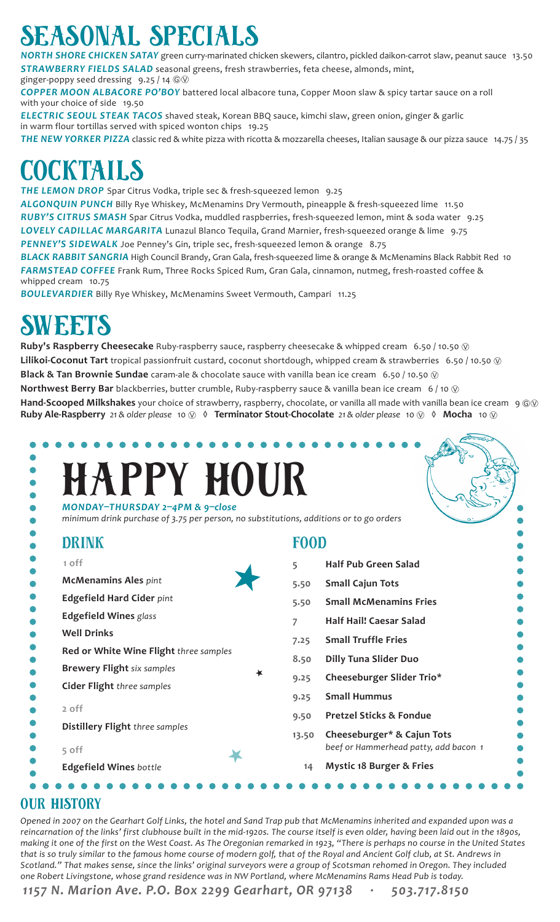# SEASONAL SPECIALS

***NORTH SHORE CHICKEN SATAY*** green curry-marinated chicken skewers, cilantro, pickled daikon-carrot slaw, peanut sauce 13.50

***STRAWBERRY FIELDS SALAD*** seasonal greens, fresh strawberries, feta cheese, almonds, mint, ginger-poppy seed dressing 9.25 / 14 ⒼⓋ

***COPPER MOON ALBACORE PO'BOY*** battered local albacore tuna, Copper Moon slaw & spicy tartar sauce on a roll with your choice of side 19.50

***ELECTRIC SEOUL STEAK TACOS*** shaved steak, Korean BBQ sauce, kimchi slaw, green onion, ginger & garlic in warm flour tortillas served with spiced wonton chips 19.25

***THE NEW YORKER PIZZA*** classic red & white pizza with ricotta & mozzarella cheeses, Italian sausage & our pizza sauce 14.75 / 35

# COCKTAILS

***THE LEMON DROP*** Spar Citrus Vodka, triple sec & fresh-squeezed lemon 9.25

***ALGONQUIN PUNCH*** Billy Rye Whiskey, McMenamins Dry Vermouth, pineapple & fresh-squeezed lime 11.50

***RUBY'S CITRUS SMASH*** Spar Citrus Vodka, muddled raspberries, fresh-squeezed lemon, mint & soda water 9.25

***LOVELY CADILLAC MARGARITA*** Lunazul Blanco Tequila, Grand Marnier, fresh-squeezed orange & lime 9.75

***PENNEY'S SIDEWALK*** Joe Penney's Gin, triple sec, fresh-squeezed lemon & orange 8.75

***BLACK RABBIT SANGRIA*** High Council Brandy, Gran Gala, fresh-squeezed lime & orange & McMenamins Black Rabbit Red 10

***FARMSTEAD COFFEE*** Frank Rum, Three Rocks Spiced Rum, Gran Gala, cinnamon, nutmeg, fresh-roasted coffee & whipped cream 10.75

***BOULEVARDIER*** Billy Rye Whiskey, McMenamins Sweet Vermouth, Campari 11.25

# SWEETS

**Ruby's Raspberry Cheesecake** Ruby-raspberry sauce, raspberry cheesecake & whipped cream 6.50 / 10.50 Ⓥ

**Lilikoi-Coconut Tart** tropical passionfruit custard, coconut shortdough, whipped cream & strawberries 6.50 / 10.50 Ⓥ

**Black & Tan Brownie Sundae** caram-ale & chocolate sauce with vanilla bean ice cream 6.50 / 10.50 Ⓥ

**Northwest Berry Bar** blackberries, butter crumble, Ruby-raspberry sauce & vanilla bean ice cream 6 / 10 Ⓥ

**Hand-Scooped Milkshakes** your choice of strawberry, raspberry, chocolate, or vanilla all made with vanilla bean ice cream 9 ⒼⓋ

**Ruby Ale-Raspberry** *21 & older please* 10 Ⓥ ◊ **Terminator Stout-Chocolate** *21 & older please* 10 Ⓥ ◊ **Mocha** 10 Ⓥ

# HAPPY HOUR

***MONDAY–THURSDAY 2–4PM & 9–close***

*minimum drink purchase of 3.75 per person, no substitutions, additions or to go orders*

## DRINK

1 off

- **McMenamins Ales** *pint*
- **Edgefield Hard Cider** *pint*
- **Edgefield Wines** *glass*
- **Well Drinks**
- **Red or White Wine Flight** *three samples*
- **Brewery Flight** *six samples*
- **Cider Flight** *three samples*

2 off

- **Distillery Flight** *three samples*

5 off

- **Edgefield Wines** *bottle*

## FOOD

| | |
|---|---|
| 5 | **Half Pub Green Salad** |
| 5.50 | **Small Cajun Tots** |
| 5.50 | **Small McMenamins Fries** |
| 7 | **Half Hail! Caesar Salad** |
| 7.25 | **Small Truffle Fries** |
| 8.50 | **Dilly Tuna Slider Duo** |
| 9.25 | **Cheeseburger Slider Trio*** |
| 9.25 | **Small Hummus** |
| 9.50 | **Pretzel Sticks & Fondue** |
| 13.50 | **Cheeseburger* & Cajun Tots** *beef or Hammerhead patty, add bacon 1* |
| 14 | **Mystic 18 Burger & Fries** |

## OUR HISTORY

*Opened in 2007 on the Gearhart Golf Links, the hotel and Sand Trap pub that McMenamins inherited and expanded upon was a reincarnation of the links' first clubhouse built in the mid-1920s. The course itself is even older, having been laid out in the 1890s, making it one of the first on the West Coast. As The Oregonian remarked in 1923, "There is perhaps no course in the United States that is so truly similar to the famous home course of modern golf, that of the Royal and Ancient Golf club, at St. Andrews in Scotland." That makes sense, since the links' original surveyors were a group of Scotsman rehomed in Oregon. They included one Robert Livingstone, whose grand residence was in NW Portland, where McMenamins Rams Head Pub is today.*

*1157 N. Marion Ave. P.O. Box 2299 Gearhart, OR 97138 · 503.717.8150*